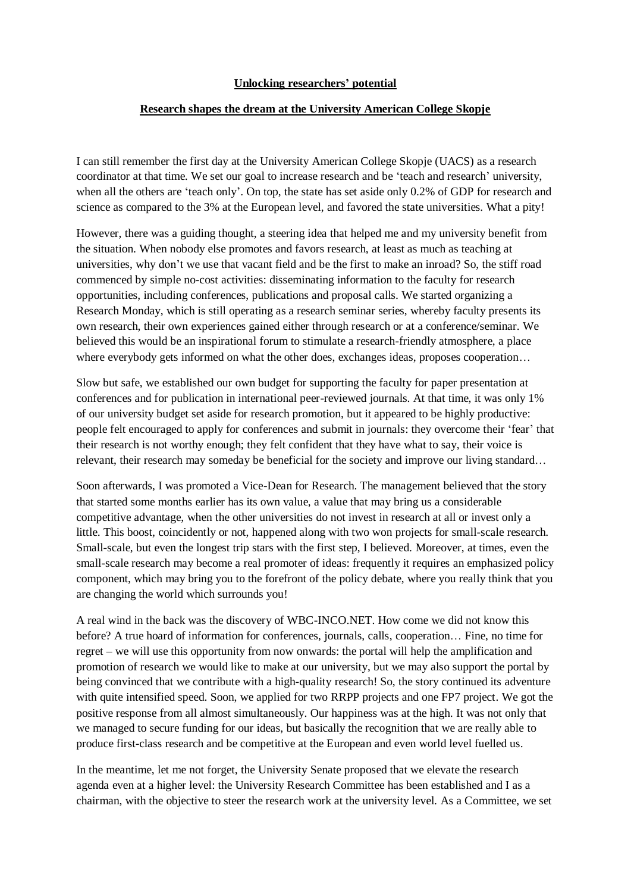**Unlocking researchers' potential**

**Research shapes the dream at the University American College Skopje**

I can still remember the first day at the University American College Skopje (UACS) as a research coordinator at that time. We set our goal to increase research and be 'teach and research' university, when all the others are 'teach only'. On top, the state has set aside only 0.2% of GDP for research and science as compared to the 3% at the European level, and favored the state universities. What a pity!

However, there was a guiding thought, a steering idea that helped me and my university benefit from the situation. When nobody else promotes and favors research, at least as much as teaching at universities, why don't we use that vacant field and be the first to make an inroad? So, the stiff road commenced by simple no-cost activities: disseminating information to the faculty for research opportunities, including conferences, publications and proposal calls. We started organizing a Research Monday, which is still operating as a research seminar series, whereby faculty presents its own research, their own experiences gained either through research or at a conference/seminar. We believed this would be an inspirational forum to stimulate a research-friendly atmosphere, a place where everybody gets informed on what the other does, exchanges ideas, proposes cooperation…

Slow but safe, we established our own budget for supporting the faculty for paper presentation at conferences and for publication in international peer-reviewed journals. At that time, it was only 1% of our university budget set aside for research promotion, but it appeared to be highly productive: people felt encouraged to apply for conferences and submit in journals: they overcome their 'fear' that their research is not worthy enough; they felt confident that they have what to say, their voice is relevant, their research may someday be beneficial for the society and improve our living standard…

Soon afterwards, I was promoted a Vice-Dean for Research. The management believed that the story that started some months earlier has its own value, a value that may bring us a considerable competitive advantage, when the other universities do not invest in research at all or invest only a little. This boost, coincidently or not, happened along with two won projects for small-scale research. Small-scale, but even the longest trip stars with the first step, I believed. Moreover, at times, even the small-scale research may become a real promoter of ideas: frequently it requires an emphasized policy component, which may bring you to the forefront of the policy debate, where you really think that you are changing the world which surrounds you!

A real wind in the back was the discovery of WBC-INCO.NET. How come we did not know this before? A true hoard of information for conferences, journals, calls, cooperation… Fine, no time for regret – we will use this opportunity from now onwards: the portal will help the amplification and promotion of research we would like to make at our university, but we may also support the portal by being convinced that we contribute with a high-quality research! So, the story continued its adventure with quite intensified speed. Soon, we applied for two RRPP projects and one FP7 project. We got the positive response from all almost simultaneously. Our happiness was at the high. It was not only that we managed to secure funding for our ideas, but basically the recognition that we are really able to produce first-class research and be competitive at the European and even world level fuelled us.

In the meantime, let me not forget, the University Senate proposed that we elevate the research agenda even at a higher level: the University Research Committee has been established and I as a chairman, with the objective to steer the research work at the university level. As a Committee, we set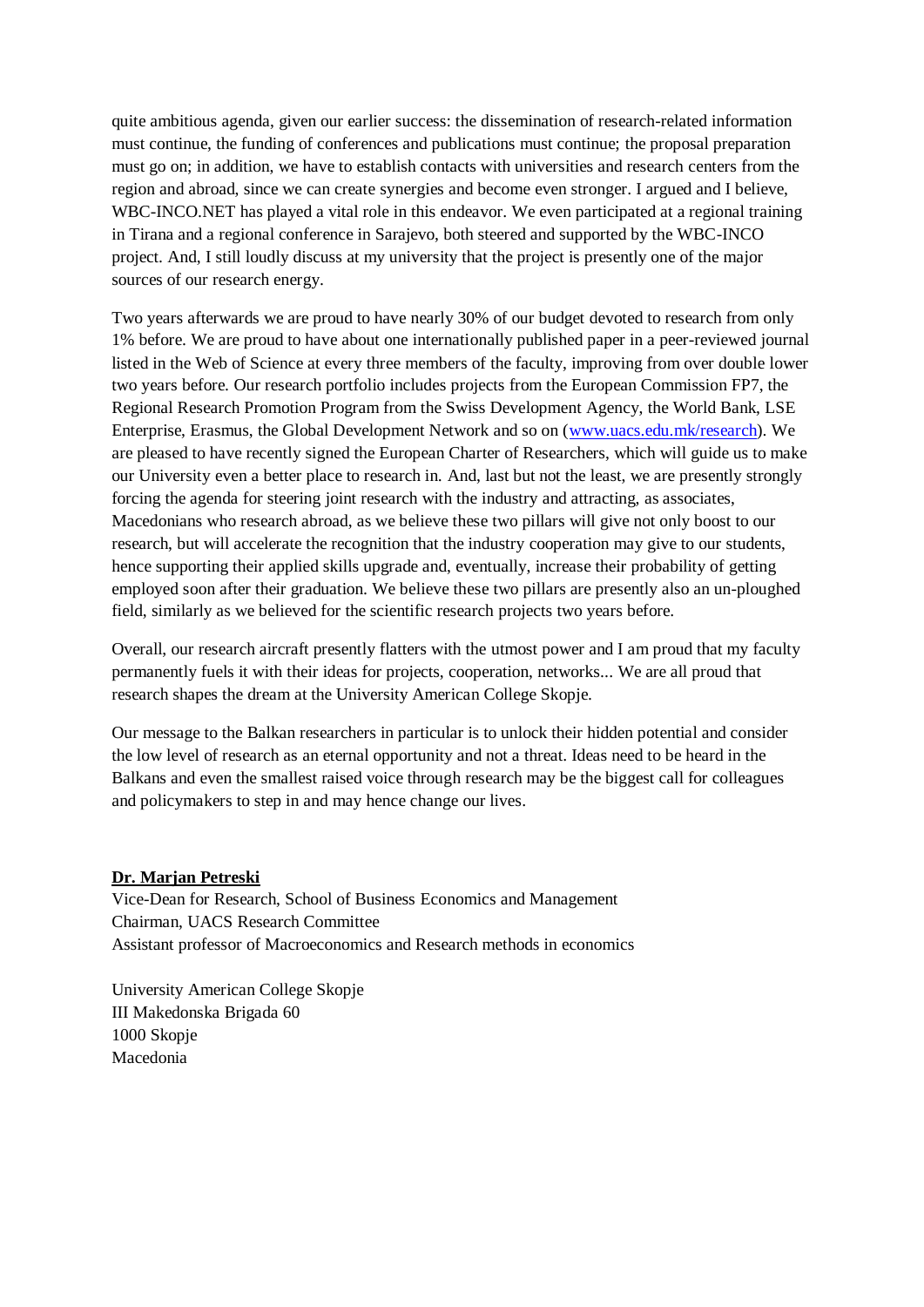quite ambitious agenda, given our earlier success: the dissemination of research-related information must continue, the funding of conferences and publications must continue; the proposal preparation must go on; in addition, we have to establish contacts with universities and research centers from the region and abroad, since we can create synergies and become even stronger. I argued and I believe, WBC-INCO.NET has played a vital role in this endeavor. We even participated at a regional training in Tirana and a regional conference in Sarajevo, both steered and supported by the WBC-INCO project. And, I still loudly discuss at my university that the project is presently one of the major sources of our research energy.

Two years afterwards we are proud to have nearly 30% of our budget devoted to research from only 1% before. We are proud to have about one internationally published paper in a peer-reviewed journal listed in the Web of Science at every three members of the faculty, improving from over double lower two years before. Our research portfolio includes projects from the European Commission FP7, the Regional Research Promotion Program from the Swiss Development Agency, the World Bank, LSE Enterprise, Erasmus, the Global Development Network and so on ([www.uacs.edu.mk/research](http://www.uacs.edu.mk/research)). We are pleased to have recently signed the European Charter of Researchers, which will guide us to make our University even a better place to research in. And, last but not the least, we are presently strongly forcing the agenda for steering joint research with the industry and attracting, as associates, Macedonians who research abroad, as we believe these two pillars will give not only boost to our research, but will accelerate the recognition that the industry cooperation may give to our students, hence supporting their applied skills upgrade and, eventually, increase their probability of getting employed soon after their graduation. We believe these two pillars are presently also an un-ploughed field, similarly as we believed for the scientific research projects two years before.

Overall, our research aircraft presently flatters with the utmost power and I am proud that my faculty permanently fuels it with their ideas for projects, cooperation, networks... We are all proud that research shapes the dream at the University American College Skopje.

Our message to the Balkan researchers in particular is to unlock their hidden potential and consider the low level of research as an eternal opportunity and not a threat. Ideas need to be heard in the Balkans and even the smallest raised voice through research may be the biggest call for colleagues and policymakers to step in and may hence change our lives.

**Dr. Marjan Petreski**
Vice-Dean for Research, School of Business Economics and Management
Chairman, UACS Research Committee
Assistant professor of Macroeconomics and Research methods in economics

University American College Skopje
III Makedonska Brigada 60
1000 Skopje
Macedonia